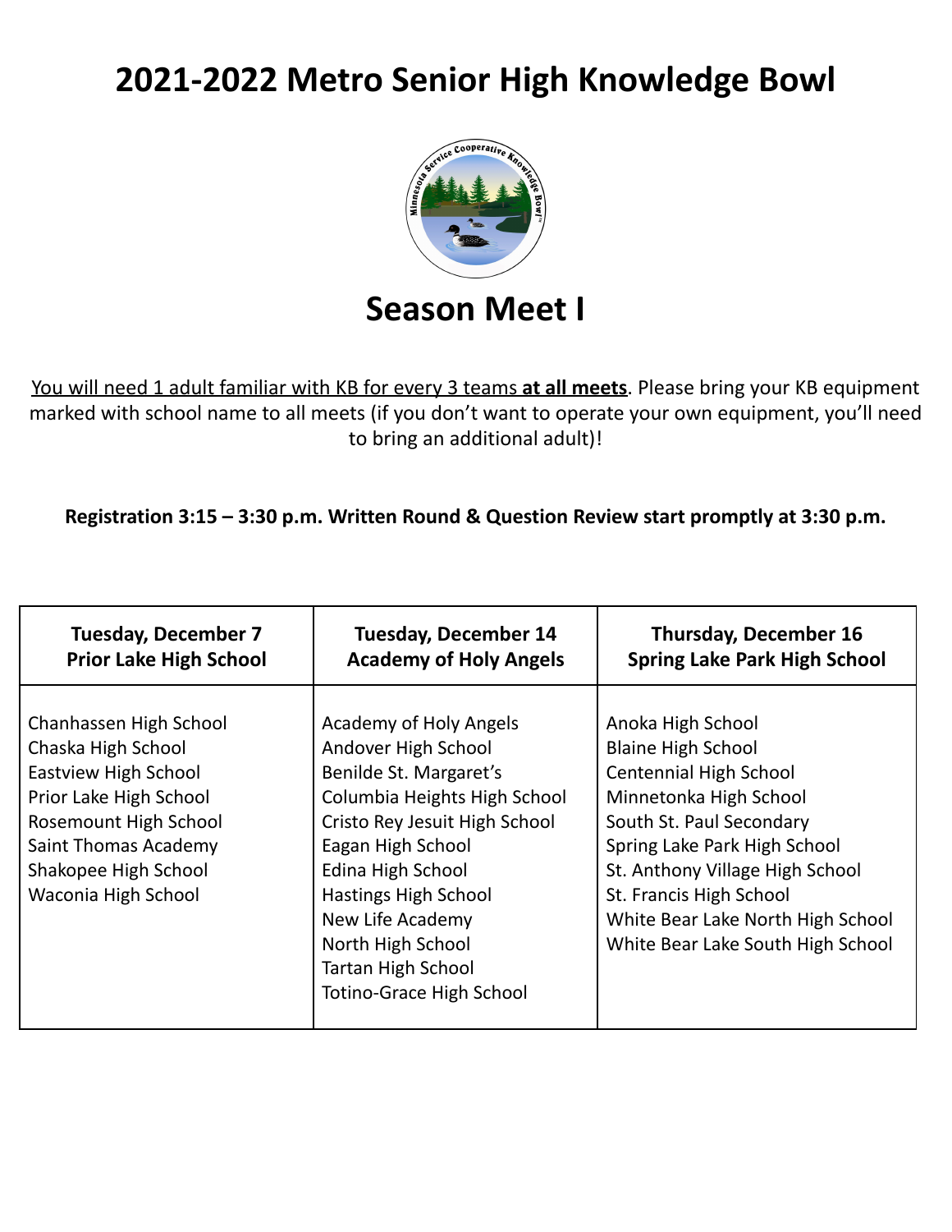# 2021-2022 Metro Senior High Knowledge Bowl

## Season Meet I

You will need 1 adult familiar with KB for every 3 teams **at all meets**. Please bring your KB equipment marked with school name to all meets (if you don't want to operate your own equipment, you'll need to bring an additional adult)!

**Registration 3:15 – 3:30 p.m. Written Round & Question Review start promptly at 3:30 p.m.**

| Tuesday, December 7<br>Prior Lake High School | Tuesday, December 14<br>Academy of Holy Angels | Thursday, December 16<br>Spring Lake Park High School |
|---|---|---|
| Chanhassen High School<br>Chaska High School<br>Eastview High School<br>Prior Lake High School<br>Rosemount High School<br>Saint Thomas Academy<br>Shakopee High School<br>Waconia High School | Academy of Holy Angels<br>Andover High School<br>Benilde St. Margaret's<br>Columbia Heights High School<br>Cristo Rey Jesuit High School<br>Eagan High School<br>Edina High School<br>Hastings High School<br>New Life Academy<br>North High School<br>Tartan High School<br>Totino-Grace High School | Anoka High School<br>Blaine High School<br>Centennial High School<br>Minnetonka High School<br>South St. Paul Secondary<br>Spring Lake Park High School<br>St. Anthony Village High School<br>St. Francis High School<br>White Bear Lake North High School<br>White Bear Lake South High School |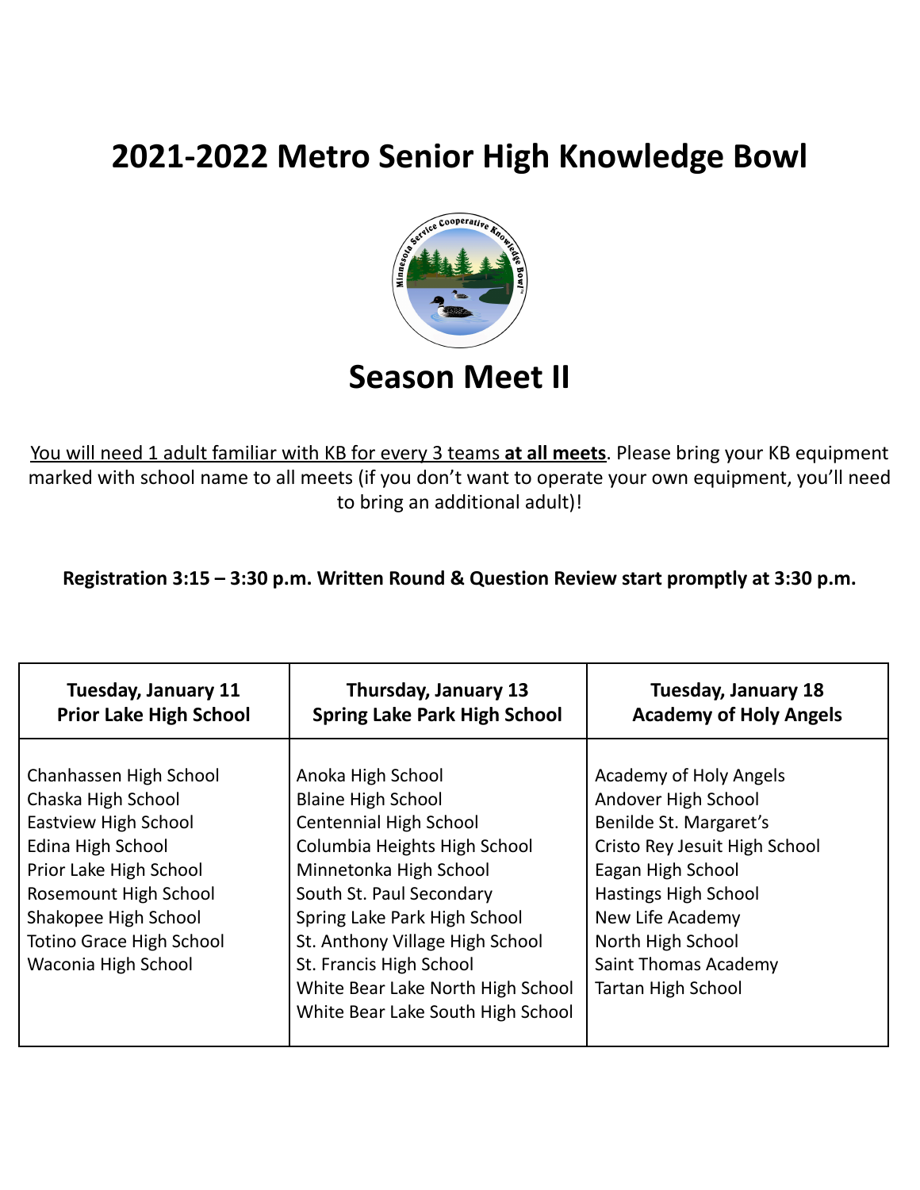# 2021-2022 Metro Senior High Knowledge Bowl

## Season Meet II

You will need 1 adult familiar with KB for every 3 teams **at all meets**. Please bring your KB equipment marked with school name to all meets (if you don't want to operate your own equipment, you'll need to bring an additional adult)!

**Registration 3:15 – 3:30 p.m. Written Round & Question Review start promptly at 3:30 p.m.**

| **Tuesday, January 11<br>Prior Lake High School** | **Thursday, January 13<br>Spring Lake Park High School** | **Tuesday, January 18<br>Academy of Holy Angels** |
|---|---|---|
| Chanhassen High School<br>Chaska High School<br>Eastview High School<br>Edina High School<br>Prior Lake High School<br>Rosemount High School<br>Shakopee High School<br>Totino Grace High School<br>Waconia High School | Anoka High School<br>Blaine High School<br>Centennial High School<br>Columbia Heights High School<br>Minnetonka High School<br>South St. Paul Secondary<br>Spring Lake Park High School<br>St. Anthony Village High School<br>St. Francis High School<br>White Bear Lake North High School<br>White Bear Lake South High School | Academy of Holy Angels<br>Andover High School<br>Benilde St. Margaret's<br>Cristo Rey Jesuit High School<br>Eagan High School<br>Hastings High School<br>New Life Academy<br>North High School<br>Saint Thomas Academy<br>Tartan High School |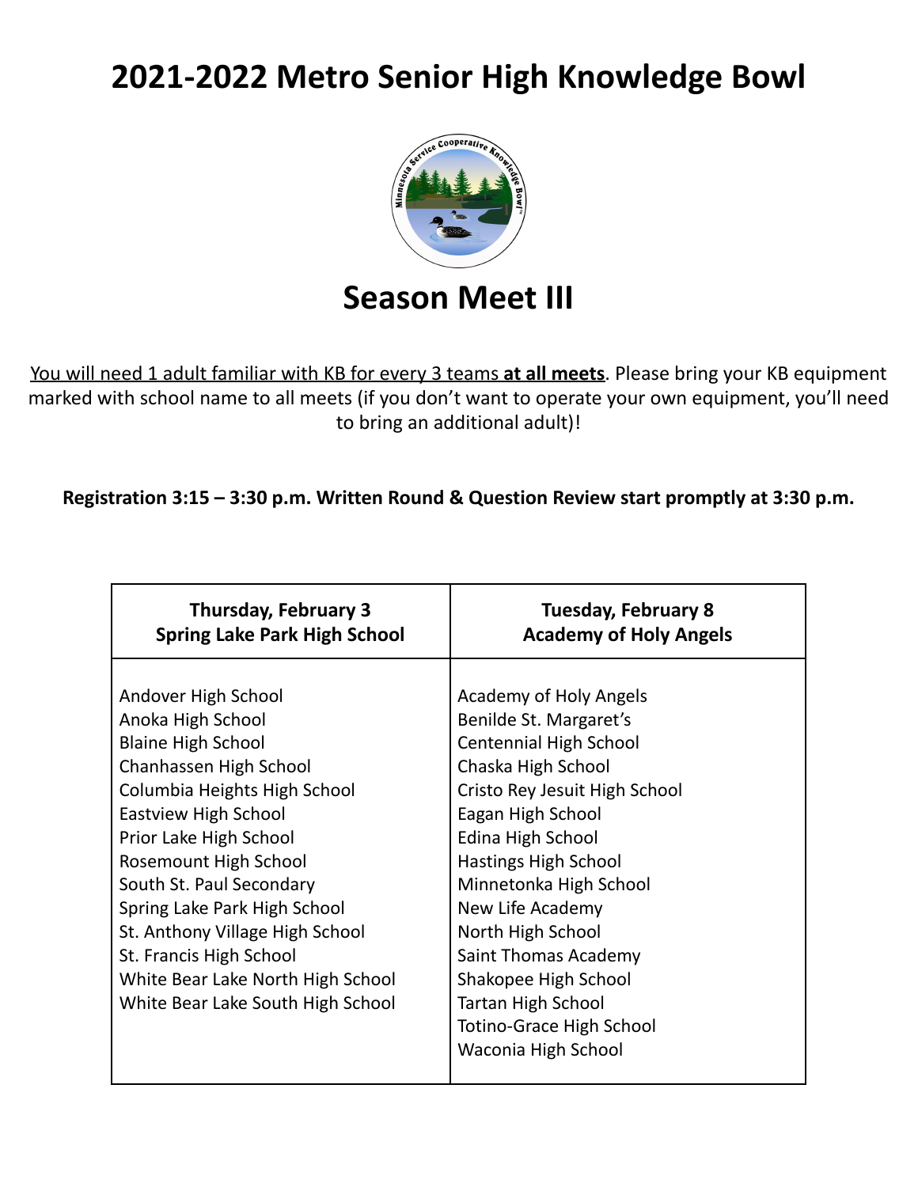# 2021-2022 Metro Senior High Knowledge Bowl

# Season Meet III

You will need 1 adult familiar with KB for every 3 teams **at all meets**. Please bring your KB equipment marked with school name to all meets (if you don't want to operate your own equipment, you'll need to bring an additional adult)!

**Registration 3:15 – 3:30 p.m. Written Round & Question Review start promptly at 3:30 p.m.**

| **Thursday, February 3**<br>**Spring Lake Park High School** | **Tuesday, February 8**<br>**Academy of Holy Angels** |
|---|---|
| Andover High School<br>Anoka High School<br>Blaine High School<br>Chanhassen High School<br>Columbia Heights High School<br>Eastview High School<br>Prior Lake High School<br>Rosemount High School<br>South St. Paul Secondary<br>Spring Lake Park High School<br>St. Anthony Village High School<br>St. Francis High School<br>White Bear Lake North High School<br>White Bear Lake South High School | Academy of Holy Angels<br>Benilde St. Margaret's<br>Centennial High School<br>Chaska High School<br>Cristo Rey Jesuit High School<br>Eagan High School<br>Edina High School<br>Hastings High School<br>Minnetonka High School<br>New Life Academy<br>North High School<br>Saint Thomas Academy<br>Shakopee High School<br>Tartan High School<br>Totino-Grace High School<br>Waconia High School |